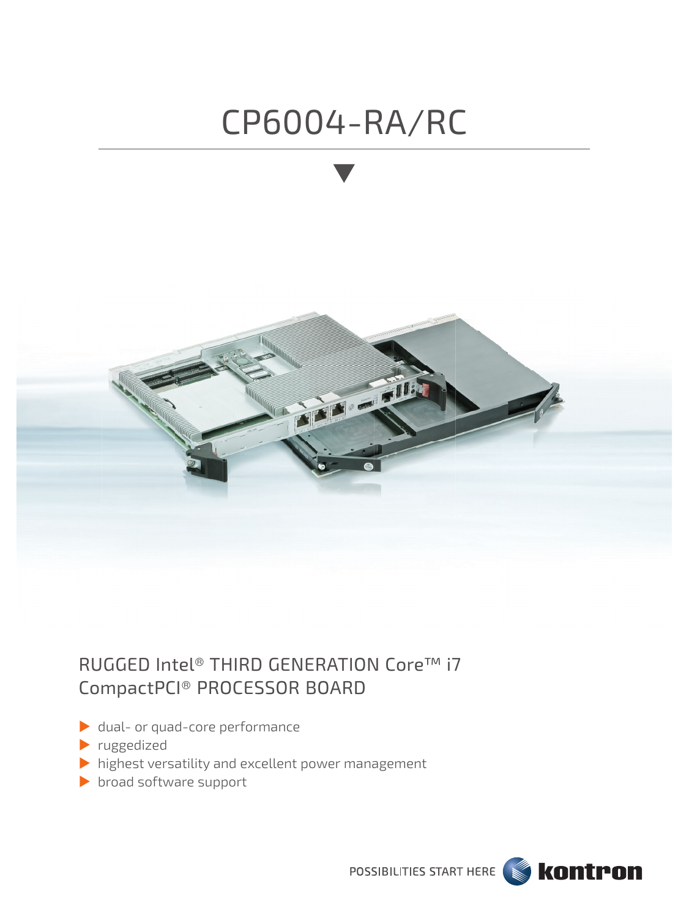# CP6004-RA/RC

## RUGGED Intel® THIRD GENERATION Core™ i7 CompactPCI® PROCESSOR BOARD

- dual- or quad-core performance
- ruggedized
- highest versatility and excellent power management
- broad software support

POSSIBILITIES START HERE kontron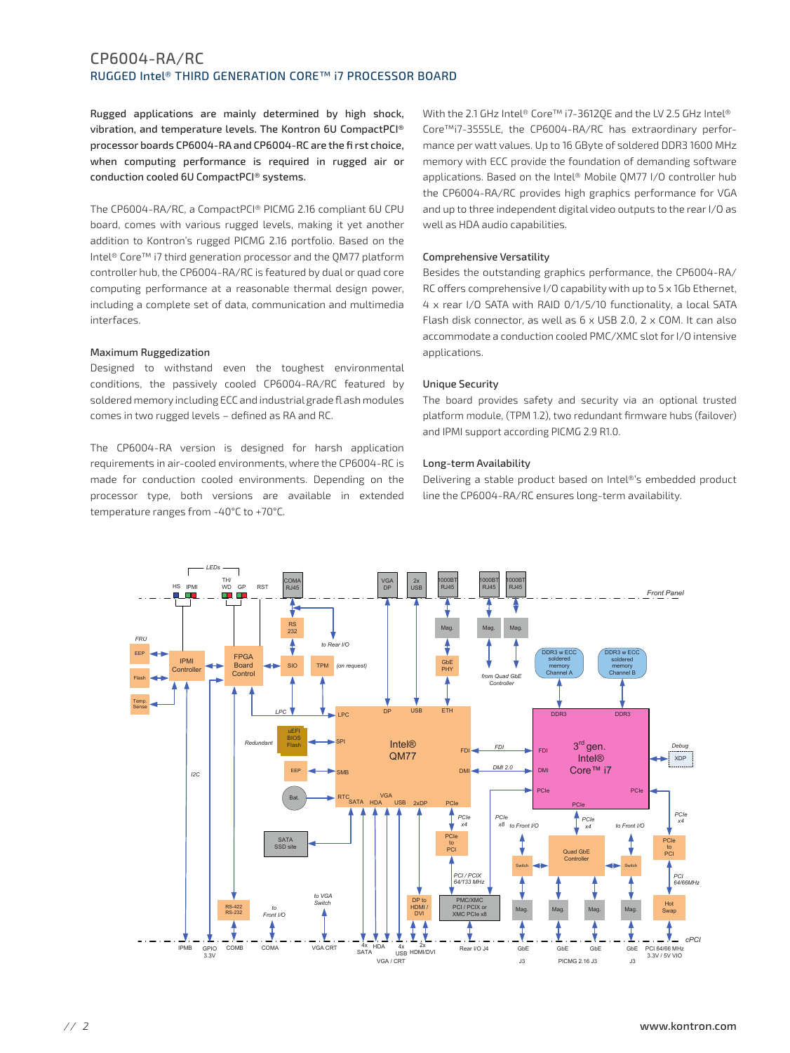# CP6004-RA/RC

## RUGGED Intel® THIRD GENERATION CORE™ i7 PROCESSOR BOARD

**Rugged applications are mainly determined by high shock, vibration, and temperature levels. The Kontron 6U CompactPCI® processor boards CP6004-RA and CP6004-RC are the first choice, when computing performance is required in rugged air or conduction cooled 6U CompactPCI® systems.**

The CP6004-RA/RC, a CompactPCI® PICMG 2.16 compliant 6U CPU board, comes with various rugged levels, making it yet another addition to Kontron's rugged PICMG 2.16 portfolio. Based on the Intel® Core™ i7 third generation processor and the QM77 platform controller hub, the CP6004-RA/RC is featured by dual or quad core computing performance at a reasonable thermal design power, including a complete set of data, communication and multimedia interfaces.

### Maximum Ruggedization

Designed to withstand even the toughest environmental conditions, the passively cooled CP6004-RA/RC featured by soldered memory including ECC and industrial grade flash modules comes in two rugged levels – defined as RA and RC.

The CP6004-RA version is designed for harsh application requirements in air-cooled environments, where the CP6004-RC is made for conduction cooled environments. Depending on the processor type, both versions are available in extended temperature ranges from -40°C to +70°C.

With the 2.1 GHz Intel® Core™ i7-3612QE and the LV 2.5 GHz Intel® Core™i7-3555LE, the CP6004-RA/RC has extraordinary performance per watt values. Up to 16 GByte of soldered DDR3 1600 MHz memory with ECC provide the foundation of demanding software applications. Based on the Intel® Mobile QM77 I/O controller hub the CP6004-RA/RC provides high graphics performance for VGA and up to three independent digital video outputs to the rear I/O as well as HDA audio capabilities.

### Comprehensive Versatility

Besides the outstanding graphics performance, the CP6004-RA/RC offers comprehensive I/O capability with up to 5 x 1Gb Ethernet, 4 x rear I/O SATA with RAID 0/1/5/10 functionality, a local SATA Flash disk connector, as well as 6 x USB 2.0, 2 x COM. It can also accommodate a conduction cooled PMC/XMC slot for I/O intensive applications.

### Unique Security

The board provides safety and security via an optional trusted platform module, (TPM 1.2), two redundant firmware hubs (failover) and IPMI support according PICMG 2.9 R1.0.

### Long-term Availability

Delivering a stable product based on Intel®'s embedded product line the CP6004-RA/RC ensures long-term availability.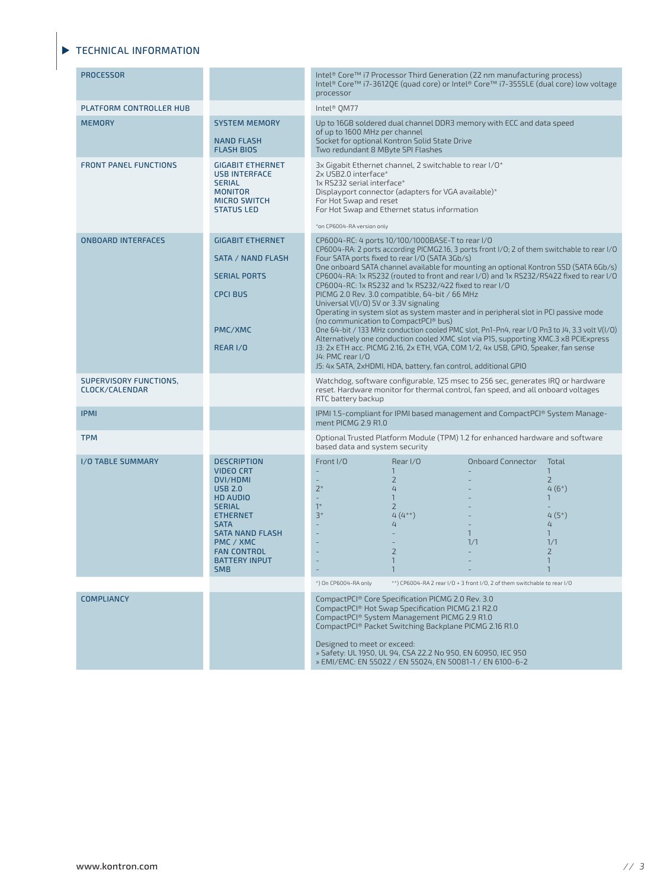## TECHNICAL INFORMATION

| | | |
|---|---|---|
| PROCESSOR | | Intel® Core™ i7 Processor Third Generation (22 nm manufacturing process)<br>Intel® Core™ i7-3612QE (quad core) or Intel® Core™ i7-3555LE (dual core) low voltage processor |
| PLATFORM CONTROLLER HUB | | Intel® QM77 |
| MEMORY | SYSTEM MEMORY<br><br>NAND FLASH<br>FLASH BIOS | Up to 16GB soldered dual channel DDR3 memory with ECC and data speed of up to 1600 MHz per channel<br>Socket for optional Kontron Solid State Drive<br>Two redundant 8 MByte SPI Flashes |
| FRONT PANEL FUNCTIONS | GIGABIT ETHERNET<br>USB INTERFACE<br>SERIAL<br>MONITOR<br>MICRO SWITCH<br>STATUS LED | 3x Gigabit Ethernet channel, 2 switchable to rear I/O*<br>2x USB2.0 interface*<br>1x RS232 serial interface*<br>Displayport connector (adapters for VGA available)*<br>For Hot Swap and reset<br>For Hot Swap and Ethernet status information<br><br>*on CP6004-RA version only |
| ONBOARD INTERFACES | GIGABIT ETHERNET<br><br>SATA / NAND FLASH<br><br>SERIAL PORTS<br><br>CPCI BUS<br><br><br><br>PMC/XMC<br><br>REAR I/O | CP6004-RC: 4 ports 10/100/1000BASE-T to rear I/O<br>CP6004-RA: 2 ports according PICMG2.16, 3 ports front I/O; 2 of them switchable to rear I/O<br>Four SATA ports fixed to rear I/O (SATA 3Gb/s)<br>One onboard SATA channel available for mounting an optional Kontron SSD (SATA 6Gb/s)<br>CP6004-RA: 1x RS232 (routed to front and rear I/O) and 1x RS232/RS422 fixed to rear I/O<br>CP6004-RC: 1x RS232 and 1x RS232/422 fixed to rear I/O<br>PICMG 2.0 Rev. 3.0 compatible, 64-bit / 66 MHz<br>Universal V(I/O) 5V or 3.3V signaling<br>Operating in system slot as system master and in peripheral slot in PCI passive mode (no communication to CompactPCI® bus)<br>One 64-bit / 133 MHz conduction cooled PMC slot, Pn1-Pn4, rear I/O Pn3 to J4, 3.3 volt V(I/O)<br>Alternatively one conduction cooled XMC slot via P15, supporting XMC.3 x8 PCIExpress<br>J3: 2x ETH acc. PICMG 2.16, 2x ETH, VGA, COM 1/2, 4x USB, GPIO, Speaker, fan sense<br>J4: PMC rear I/O<br>J5: 4x SATA, 2xHDMI, HDA, battery, fan control, additional GPIO |
| SUPERVISORY FUNCTIONS, CLOCK/CALENDAR | | Watchdog, software configurable, 125 msec to 256 sec, generates IRQ or hardware reset. Hardware monitor for thermal control, fan speed, and all onboard voltages<br>RTC battery backup |
| IPMI | | IPMI 1.5-compliant for IPMI based management and CompactPCI® System Management PICMG 2.9 R1.0 |
| TPM | | Optional Trusted Platform Module (TPM) 1.2 for enhanced hardware and software based data and system security |

### I/O TABLE SUMMARY

| DESCRIPTION | Front I/O | Rear I/O | Onboard Connector | Total |
|---|---|---|---|---|
| VIDEO CRT | - | 1 | - | 1 |
| DVI/HDMI | - | 2 | - | 2 |
| USB 2.0 | 2* | 4 | - | 4 (6*) |
| HD AUDIO | - | 1 | - | 1 |
| SERIAL | 1* | 2 | - | - |
| ETHERNET | 3* | 4 (4**) | - | 4 (5*) |
| SATA | - | 4 | - | 4 |
| SATA NAND FLASH | - | - | 1 | 1 |
| PMC / XMC | - | - | 1/1 | 1/1 |
| FAN CONTROL | - | 2 | - | 2 |
| BATTERY INPUT | - | 1 | - | 1 |
| SMB | - | 1 | - | 1 |

*) On CP6004-RA only   **) CP6004-RA 2 rear I/O + 3 front I/O, 2 of them switchable to rear I/O

| | | |
|---|---|---|
| COMPLIANCY | | CompactPCI® Core Specification PICMG 2.0 Rev. 3.0<br>CompactPCI® Hot Swap Specification PICMG 2.1 R2.0<br>CompactPCI® System Management PICMG 2.9 R1.0<br>CompactPCI® Packet Switching Backplane PICMG 2.16 R1.0<br><br>Designed to meet or exceed:<br>» Safety: UL 1950, UL 94, CSA 22.2 No 950, EN 60950, IEC 950<br>» EMI/EMC: EN 55022 / EN 55024, EN 50081-1 / EN 6100-6-2 |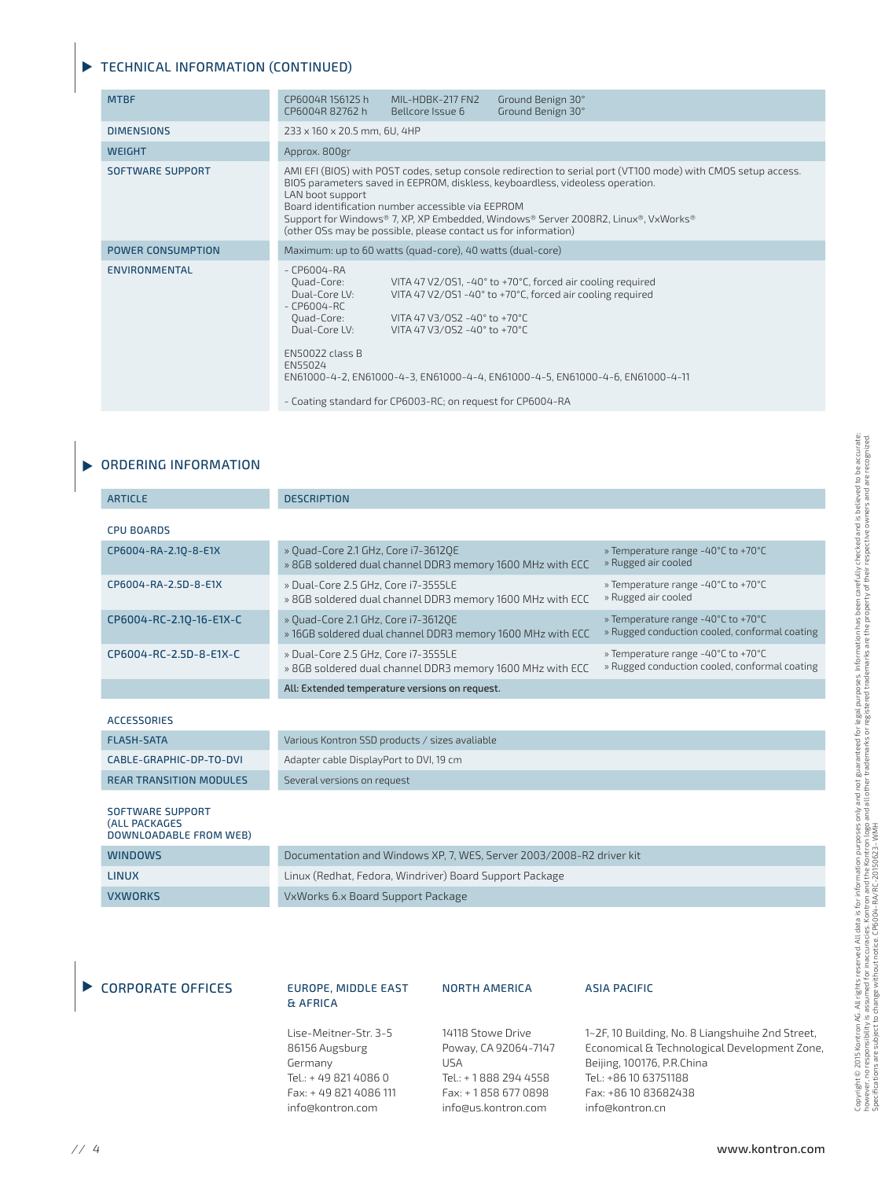## TECHNICAL INFORMATION (CONTINUED)

| | |
|---|---|
| MTBF | CP6004R 156125 h — MIL-HDBK-217 FN2 — Ground Benign 30°<br>CP6004R 82762 h — Bellcore Issue 6 — Ground Benign 30° |
| DIMENSIONS | 233 x 160 x 20.5 mm, 6U, 4HP |
| WEIGHT | Approx. 800gr |
| SOFTWARE SUPPORT | AMI EFI (BIOS) with POST codes, setup console redirection to serial port (VT100 mode) with CMOS setup access.<br>BIOS parameters saved in EEPROM, diskless, keyboardless, videoless operation.<br>LAN boot support<br>Board identification number accessible via EEPROM<br>Support for Windows® 7, XP, XP Embedded, Windows® Server 2008R2, Linux®, VxWorks®<br>(other OSs may be possible, please contact us for information) |
| POWER CONSUMPTION | Maximum: up to 60 watts (quad-core), 40 watts (dual-core) |
| ENVIRONMENTAL | - CP6004-RA<br>Quad-Core: VITA 47 V2/OS1, -40° to +70°C, forced air cooling required<br>Dual-Core LV: VITA 47 V2/OS1 -40° to +70°C, forced air cooling required<br>- CP6004-RC<br>Quad-Core: VITA 47 V3/OS2 -40° to +70°C<br>Dual-Core LV: VITA 47 V3/OS2 -40° to +70°C<br><br>EN50022 class B<br>EN55024<br>EN61000-4-2, EN61000-4-3, EN61000-4-4, EN61000-4-5, EN61000-4-6, EN61000-4-11<br><br>- Coating standard for CP6003-RC; on request for CP6004-RA |

## ORDERING INFORMATION

| ARTICLE | DESCRIPTION | |
|---|---|---|
| **CPU BOARDS** | | |
| CP6004-RA-2.1Q-8-E1X | » Quad-Core 2.1 GHz, Core i7-3612QE<br>» 8GB soldered dual channel DDR3 memory 1600 MHz with ECC | » Temperature range -40°C to +70°C<br>» Rugged air cooled |
| CP6004-RA-2.5D-8-E1X | » Dual-Core 2.5 GHz, Core i7-3555LE<br>» 8GB soldered dual channel DDR3 memory 1600 MHz with ECC | » Temperature range -40°C to +70°C<br>» Rugged air cooled |
| CP6004-RC-2.1Q-16-E1X-C | » Quad-Core 2.1 GHz, Core i7-3612QE<br>» 16GB soldered dual channel DDR3 memory 1600 MHz with ECC | » Temperature range -40°C to +70°C<br>» Rugged conduction cooled, conformal coating |
| CP6004-RC-2.5D-8-E1X-C | » Dual-Core 2.5 GHz, Core i7-3555LE<br>» 8GB soldered dual channel DDR3 memory 1600 MHz with ECC | » Temperature range -40°C to +70°C<br>» Rugged conduction cooled, conformal coating |
| | All: Extended temperature versions on request. | |
| **ACCESSORIES** | | |
| FLASH-SATA | Various Kontron SSD products / sizes avaliable | |
| CABLE-GRAPHIC-DP-TO-DVI | Adapter cable DisplayPort to DVI, 19 cm | |
| REAR TRANSITION MODULES | Several versions on request | |
| **SOFTWARE SUPPORT (ALL PACKAGES DOWNLOADABLE FROM WEB)** | | |
| WINDOWS | Documentation and Windows XP, 7, WES, Server 2003/2008-R2 driver kit | |
| LINUX | Linux (Redhat, Fedora, Windriver) Board Support Package | |
| VXWORKS | VxWorks 6.x Board Support Package | |

## CORPORATE OFFICES

**EUROPE, MIDDLE EAST & AFRICA**

Lise-Meitner-Str. 3-5
86156 Augsburg
Germany
Tel.: + 49 821 4086 0
Fax: + 49 821 4086 111
info@kontron.com

**NORTH AMERICA**

14118 Stowe Drive
Poway, CA 92064-7147
USA
Tel.: + 1 888 294 4558
Fax: + 1 858 677 0898
info@us.kontron.com

**ASIA PACIFIC**

1~2F, 10 Building, No. 8 Liangshuihe 2nd Street,
Economical & Technological Development Zone,
Beijing, 100176, P.R.China
Tel.: +86 10 63751188
Fax: +86 10 83682438
info@kontron.cn

Copyright © 2015 Kontron AG. All rights reserved. All data is for information purposes only and not guaranteed for legal purposes. Information has been carefully checked and is believed to be accurate; however, no responsibility is assumed for inaccuracies. Kontron and the Kontron logo and all other trademarks or registered trademarks are the property of their respective owners and are recognized. Specifications are subject to change without notice. CP6004-RA/RC-20150623-WMH

www.kontron.com